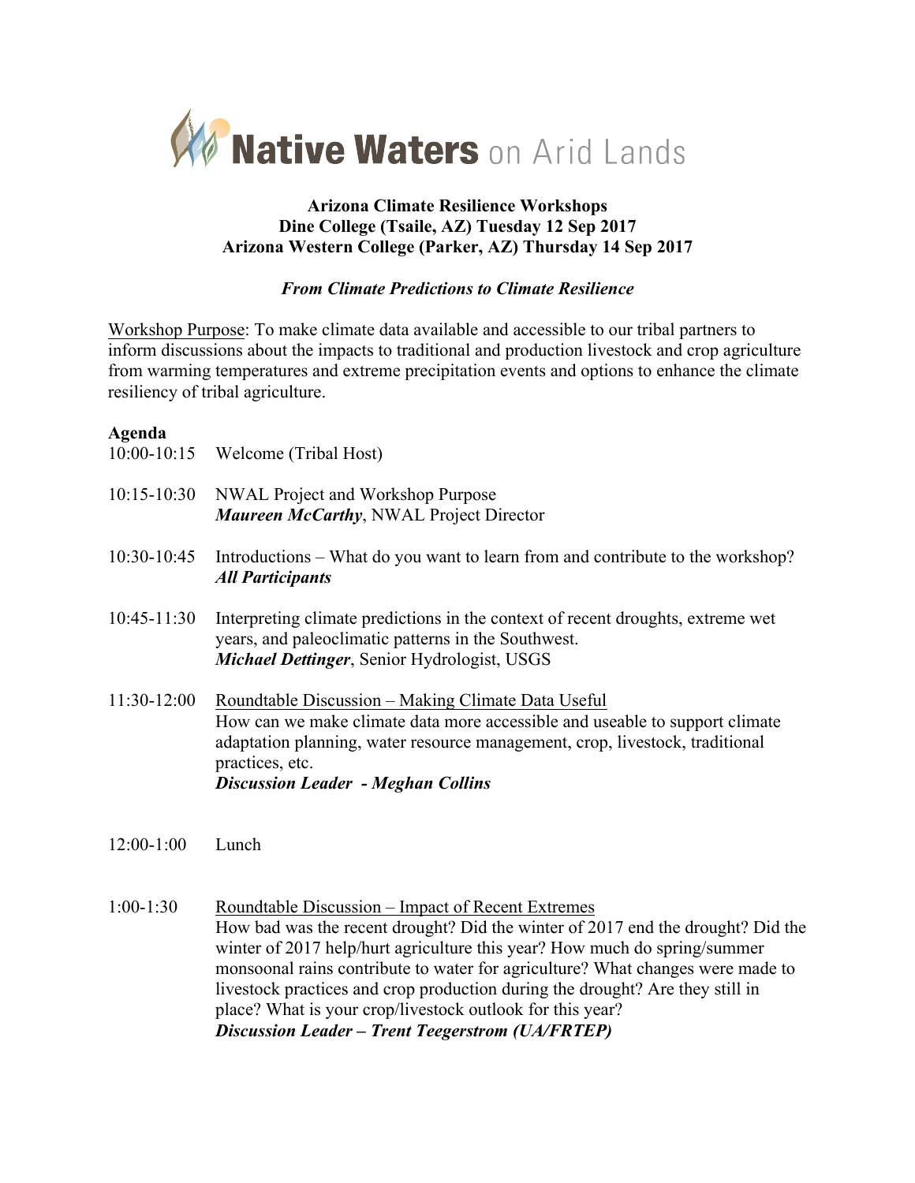# Native Waters on Arid Lands

**Arizona Climate Resilience Workshops**
**Dine College (Tsaile, AZ) Tuesday 12 Sep 2017**
**Arizona Western College (Parker, AZ) Thursday 14 Sep 2017**

***From Climate Predictions to Climate Resilience***

Workshop Purpose: To make climate data available and accessible to our tribal partners to inform discussions about the impacts to traditional and production livestock and crop agriculture from warming temperatures and extreme precipitation events and options to enhance the climate resiliency of tribal agriculture.

**Agenda**

10:00-10:15 Welcome (Tribal Host)

10:15-10:30 NWAL Project and Workshop Purpose
***Maureen McCarthy***, NWAL Project Director

10:30-10:45 Introductions – What do you want to learn from and contribute to the workshop?
***All Participants***

10:45-11:30 Interpreting climate predictions in the context of recent droughts, extreme wet years, and paleoclimatic patterns in the Southwest.
***Michael Dettinger***, Senior Hydrologist, USGS

11:30-12:00 Roundtable Discussion – Making Climate Data Useful
How can we make climate data more accessible and useable to support climate adaptation planning, water resource management, crop, livestock, traditional practices, etc.
***Discussion Leader - Meghan Collins***

12:00-1:00 Lunch

1:00-1:30 Roundtable Discussion – Impact of Recent Extremes
How bad was the recent drought? Did the winter of 2017 end the drought? Did the winter of 2017 help/hurt agriculture this year? How much do spring/summer monsoonal rains contribute to water for agriculture? What changes were made to livestock practices and crop production during the drought? Are they still in place? What is your crop/livestock outlook for this year?
***Discussion Leader – Trent Teegerstrom (UA/FRTEP)***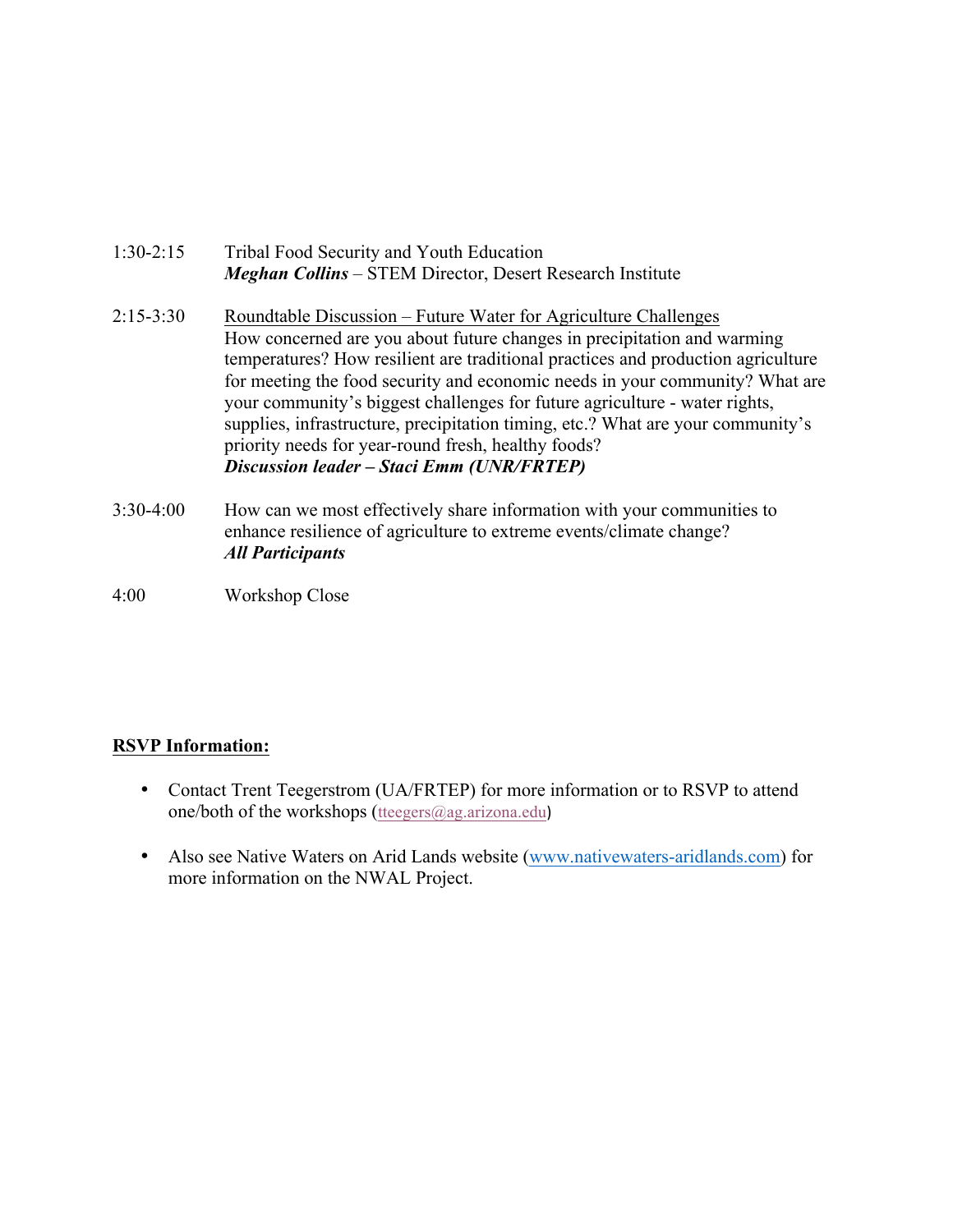1:30-2:15 Tribal Food Security and Youth Education
***Meghan Collins*** – STEM Director, Desert Research Institute

2:15-3:30 Roundtable Discussion – Future Water for Agriculture Challenges
How concerned are you about future changes in precipitation and warming temperatures? How resilient are traditional practices and production agriculture for meeting the food security and economic needs in your community? What are your community's biggest challenges for future agriculture - water rights, supplies, infrastructure, precipitation timing, etc.? What are your community's priority needs for year-round fresh, healthy foods?
***Discussion leader – Staci Emm (UNR/FRTEP)***

3:30-4:00 How can we most effectively share information with your communities to enhance resilience of agriculture to extreme events/climate change?
***All Participants***

4:00 Workshop Close

**RSVP Information:**

- Contact Trent Teegerstrom (UA/FRTEP) for more information or to RSVP to attend one/both of the workshops (tteegers@ag.arizona.edu)
- Also see Native Waters on Arid Lands website (www.nativewaters-aridlands.com) for more information on the NWAL Project.